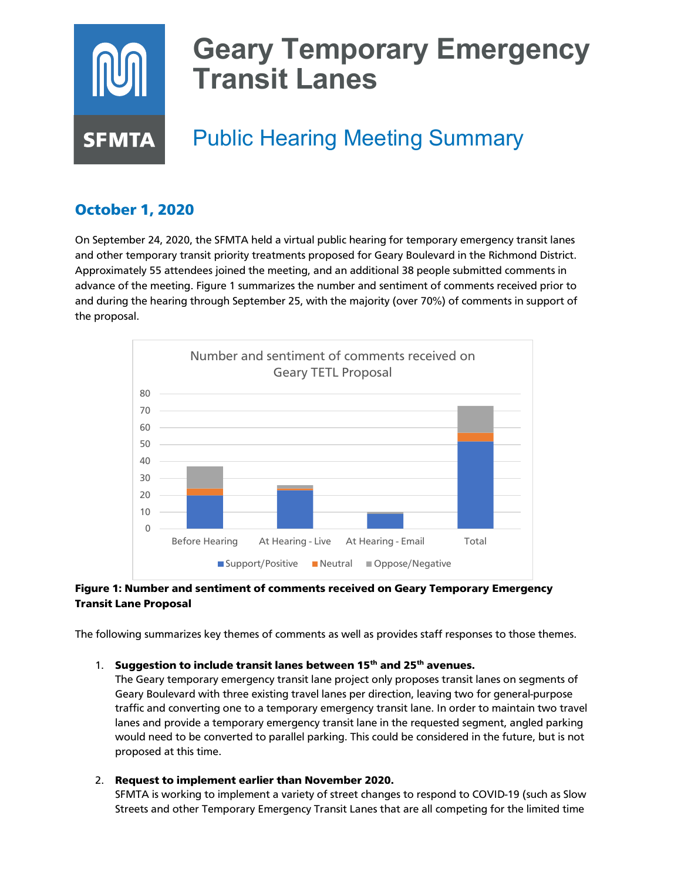# Geary Temporary Emergency Transit Lanes

## Public Hearing Meeting Summary

### October 1, 2020

On September 24, 2020, the SFMTA held a virtual public hearing for temporary emergency transit lanes and other temporary transit priority treatments proposed for Geary Boulevard in the Richmond District. Approximately 55 attendees joined the meeting, and an additional 38 people submitted comments in advance of the meeting. Figure 1 summarizes the number and sentiment of comments received prior to and during the hearing through September 25, with the majority (over 70%) of comments in support of the proposal.

**Figure 1: Number and sentiment of comments received on Geary Temporary Emergency Transit Lane Proposal**

The following summarizes key themes of comments as well as provides staff responses to those themes.

1. **Suggestion to include transit lanes between 15th and 25th avenues.**
   The Geary temporary emergency transit lane project only proposes transit lanes on segments of Geary Boulevard with three existing travel lanes per direction, leaving two for general-purpose traffic and converting one to a temporary emergency transit lane. In order to maintain two travel lanes and provide a temporary emergency transit lane in the requested segment, angled parking would need to be converted to parallel parking. This could be considered in the future, but is not proposed at this time.

2. **Request to implement earlier than November 2020.**
   SFMTA is working to implement a variety of street changes to respond to COVID-19 (such as Slow Streets and other Temporary Emergency Transit Lanes that are all competing for the limited time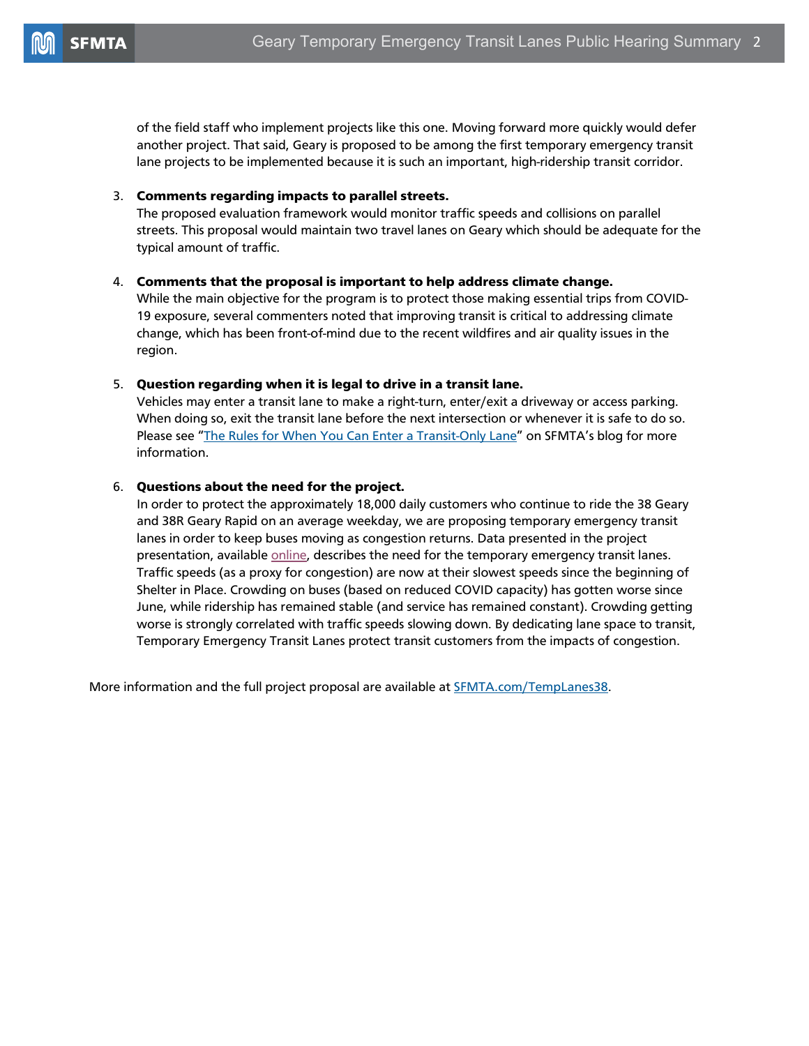of the field staff who implement projects like this one. Moving forward more quickly would defer another project. That said, Geary is proposed to be among the first temporary emergency transit lane projects to be implemented because it is such an important, high-ridership transit corridor.

3. **Comments regarding impacts to parallel streets.**
   The proposed evaluation framework would monitor traffic speeds and collisions on parallel streets. This proposal would maintain two travel lanes on Geary which should be adequate for the typical amount of traffic.

4. **Comments that the proposal is important to help address climate change.**
   While the main objective for the program is to protect those making essential trips from COVID-19 exposure, several commenters noted that improving transit is critical to addressing climate change, which has been front-of-mind due to the recent wildfires and air quality issues in the region.

5. **Question regarding when it is legal to drive in a transit lane.**
   Vehicles may enter a transit lane to make a right-turn, enter/exit a driveway or access parking. When doing so, exit the transit lane before the next intersection or whenever it is safe to do so. Please see "The Rules for When You Can Enter a Transit-Only Lane" on SFMTA's blog for more information.

6. **Questions about the need for the project.**
   In order to protect the approximately 18,000 daily customers who continue to ride the 38 Geary and 38R Geary Rapid on an average weekday, we are proposing temporary emergency transit lanes in order to keep buses moving as congestion returns. Data presented in the project presentation, available online, describes the need for the temporary emergency transit lanes. Traffic speeds (as a proxy for congestion) are now at their slowest speeds since the beginning of Shelter in Place. Crowding on buses (based on reduced COVID capacity) has gotten worse since June, while ridership has remained stable (and service has remained constant). Crowding getting worse is strongly correlated with traffic speeds slowing down. By dedicating lane space to transit, Temporary Emergency Transit Lanes protect transit customers from the impacts of congestion.

More information and the full project proposal are available at SFMTA.com/TempLanes38.